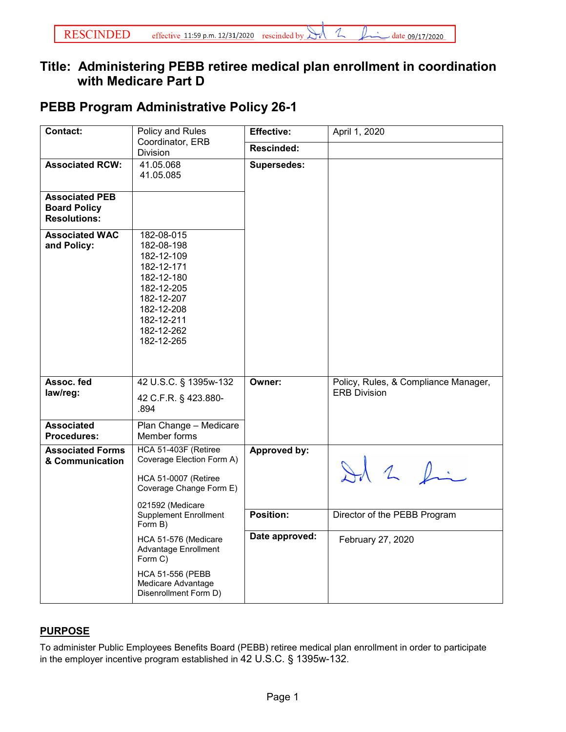RESCINDED effective 11:59 p.m. 12/31/2020 rescinded by [signature] date 09/17/2020

# Title: Administering PEBB retiree medical plan enrollment in coordination with Medicare Part D

## PEBB Program Administrative Policy 26-1

| Contact: | Policy and Rules Coordinator, ERB Division | Effective: | April 1, 2020 |
|---|---|---|---|
| | | Rescinded: | |
| Associated RCW: | 41.05.068<br>41.05.085 | Supersedes: | |
| Associated PEB Board Policy Resolutions: | | | |
| Associated WAC and Policy: | 182-08-015<br>182-08-198<br>182-12-109<br>182-12-171<br>182-12-180<br>182-12-205<br>182-12-207<br>182-12-208<br>182-12-211<br>182-12-262<br>182-12-265 | | |
| Assoc. fed law/reg: | 42 U.S.C. § 1395w-132<br>42 C.F.R. § 423.880-.894 | Owner: | Policy, Rules, & Compliance Manager, ERB Division |
| Associated Procedures: | Plan Change – Medicare Member forms | | |
| Associated Forms & Communication | HCA 51-403F (Retiree Coverage Election Form A)<br>HCA 51-0007 (Retiree Coverage Change Form E)<br>021592 (Medicare Supplement Enrollment Form B)<br>HCA 51-576 (Medicare Advantage Enrollment Form C)<br>HCA 51-556 (PEBB Medicare Advantage Disenrollment Form D) | Approved by: | [signature] |
| | | Position: | Director of the PEBB Program |
| | | Date approved: | February 27, 2020 |

### PURPOSE

To administer Public Employees Benefits Board (PEBB) retiree medical plan enrollment in order to participate in the employer incentive program established in 42 U.S.C. § 1395w-132.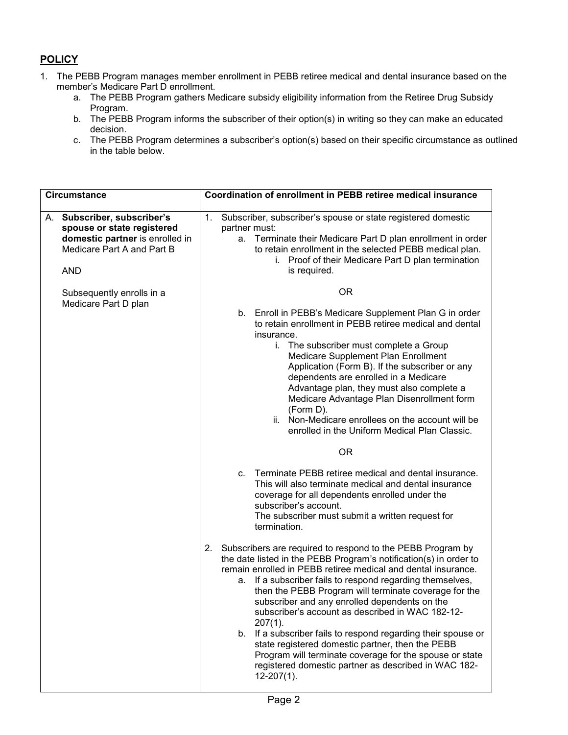## POLICY

1. The PEBB Program manages member enrollment in PEBB retiree medical and dental insurance based on the member's Medicare Part D enrollment.
   a. The PEBB Program gathers Medicare subsidy eligibility information from the Retiree Drug Subsidy Program.
   b. The PEBB Program informs the subscriber of their option(s) in writing so they can make an educated decision.
   c. The PEBB Program determines a subscriber's option(s) based on their specific circumstance as outlined in the table below.

| Circumstance | Coordination of enrollment in PEBB retiree medical insurance |
|---|---|
| A. **Subscriber, subscriber's spouse or state registered domestic partner** is enrolled in Medicare Part A and Part B<br><br>AND<br><br>Subsequently enrolls in a Medicare Part D plan | 1. Subscriber, subscriber's spouse or state registered domestic partner must:<br>a. Terminate their Medicare Part D plan enrollment in order to retain enrollment in the selected PEBB medical plan.<br>i. Proof of their Medicare Part D plan termination is required.<br><br>OR<br><br>b. Enroll in PEBB's Medicare Supplement Plan G in order to retain enrollment in PEBB retiree medical and dental insurance.<br>i. The subscriber must complete a Group Medicare Supplement Plan Enrollment Application (Form B). If the subscriber or any dependents are enrolled in a Medicare Advantage plan, they must also complete a Medicare Advantage Plan Disenrollment form (Form D).<br>ii. Non-Medicare enrollees on the account will be enrolled in the Uniform Medical Plan Classic.<br><br>OR<br><br>c. Terminate PEBB retiree medical and dental insurance. This will also terminate medical and dental insurance coverage for all dependents enrolled under the subscriber's account. The subscriber must submit a written request for termination.<br><br>2. Subscribers are required to respond to the PEBB Program by the date listed in the PEBB Program's notification(s) in order to remain enrolled in PEBB retiree medical and dental insurance.<br>a. If a subscriber fails to respond regarding themselves, then the PEBB Program will terminate coverage for the subscriber and any enrolled dependents on the subscriber's account as described in WAC 182-12-207(1).<br>b. If a subscriber fails to respond regarding their spouse or state registered domestic partner, then the PEBB Program will terminate coverage for the spouse or state registered domestic partner as described in WAC 182-12-207(1). |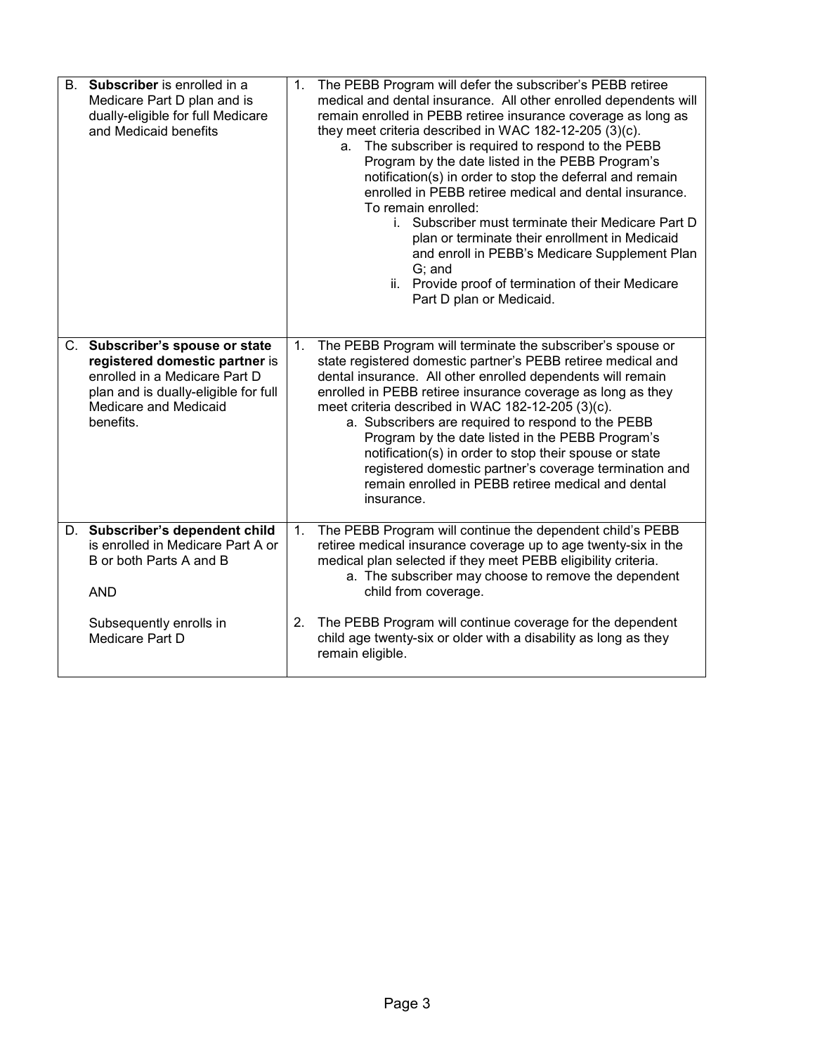| | |
|---|---|
| B. **Subscriber** is enrolled in a Medicare Part D plan and is dually-eligible for full Medicare and Medicaid benefits | 1. The PEBB Program will defer the subscriber's PEBB retiree medical and dental insurance. All other enrolled dependents will remain enrolled in PEBB retiree insurance coverage as long as they meet criteria described in WAC 182-12-205 (3)(c).<br>a. The subscriber is required to respond to the PEBB Program by the date listed in the PEBB Program's notification(s) in order to stop the deferral and remain enrolled in PEBB retiree medical and dental insurance. To remain enrolled:<br>i. Subscriber must terminate their Medicare Part D plan or terminate their enrollment in Medicaid and enroll in PEBB's Medicare Supplement Plan G; and<br>ii. Provide proof of termination of their Medicare Part D plan or Medicaid. |
| C. **Subscriber's spouse or state registered domestic partner** is enrolled in a Medicare Part D plan and is dually-eligible for full Medicare and Medicaid benefits. | 1. The PEBB Program will terminate the subscriber's spouse or state registered domestic partner's PEBB retiree medical and dental insurance. All other enrolled dependents will remain enrolled in PEBB retiree insurance coverage as long as they meet criteria described in WAC 182-12-205 (3)(c).<br>a. Subscribers are required to respond to the PEBB Program by the date listed in the PEBB Program's notification(s) in order to stop their spouse or state registered domestic partner's coverage termination and remain enrolled in PEBB retiree medical and dental insurance. |
| D. **Subscriber's dependent child** is enrolled in Medicare Part A or B or both Parts A and B<br><br>AND<br><br>Subsequently enrolls in Medicare Part D | 1. The PEBB Program will continue the dependent child's PEBB retiree medical insurance coverage up to age twenty-six in the medical plan selected if they meet PEBB eligibility criteria.<br>a. The subscriber may choose to remove the dependent child from coverage.<br><br>2. The PEBB Program will continue coverage for the dependent child age twenty-six or older with a disability as long as they remain eligible. |